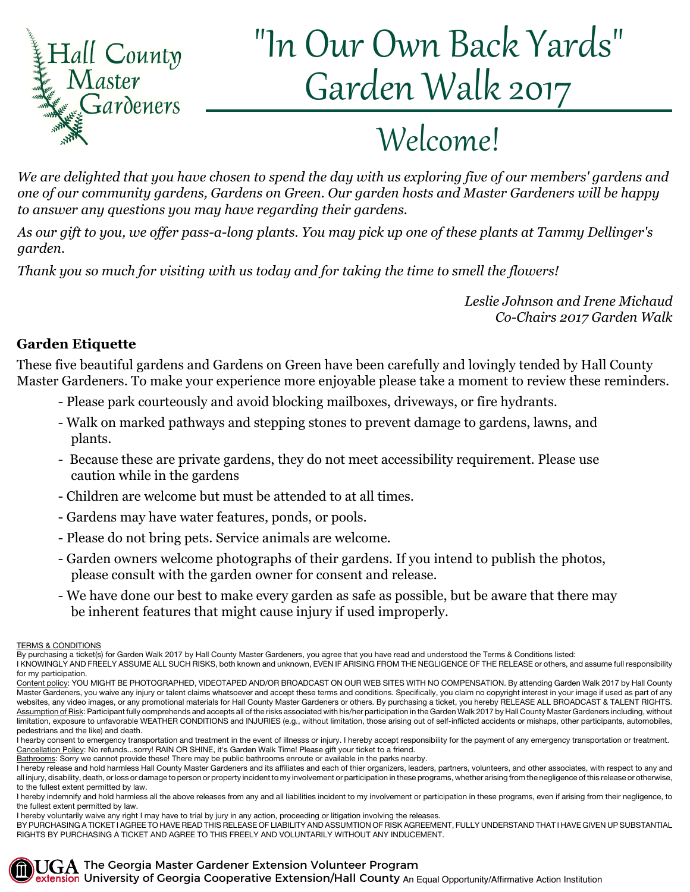Hall County Master Gardeners

# "In Our Own Back Yards" Garden Walk 2017

## Welcome!

*We are delighted that you have chosen to spend the day with us exploring five of our members' gardens and one of our community gardens, Gardens on Green. Our garden hosts and Master Gardeners will be happy to answer any questions you may have regarding their gardens.*

*As our gift to you, we offer pass-a-long plants. You may pick up one of these plants at Tammy Dellinger's garden.*

*Thank you so much for visiting with us today and for taking the time to smell the flowers!*

*Leslie Johnson and Irene Michaud*
*Co-Chairs 2017 Garden Walk*

**Garden Etiquette**

These five beautiful gardens and Gardens on Green have been carefully and lovingly tended by Hall County Master Gardeners. To make your experience more enjoyable please take a moment to review these reminders.

- Please park courteously and avoid blocking mailboxes, driveways, or fire hydrants.
- Walk on marked pathways and stepping stones to prevent damage to gardens, lawns, and plants.
- Because these are private gardens, they do not meet accessibility requirement. Please use caution while in the gardens
- Children are welcome but must be attended to at all times.
- Gardens may have water features, ponds, or pools.
- Please do not bring pets. Service animals are welcome.
- Garden owners welcome photographs of their gardens. If you intend to publish the photos, please consult with the garden owner for consent and release.
- We have done our best to make every garden as safe as possible, but be aware that there may be inherent features that might cause injury if used improperly.

TERMS & CONDITIONS

By purchasing a ticket(s) for Garden Walk 2017 by Hall County Master Gardeners, you agree that you have read and understood the Terms & Conditions listed:

I KNOWINGLY AND FREELY ASSUME ALL SUCH RISKS, both known and unknown, EVEN IF ARISING FROM THE NEGLIGENCE OF THE RELEASE or others, and assume full responsibility for my participation.

Content policy: YOU MIGHT BE PHOTOGRAPHED, VIDEOTAPED AND/OR BROADCAST ON OUR WEB SITES WITH NO COMPENSATION. By attending Garden Walk 2017 by Hall County Master Gardeners, you waive any injury or talent claims whatsoever and accept these terms and conditions. Specifically, you claim no copyright interest in your image if used as part of any websites, any video images, or any promotional materials for Hall County Master Gardeners or others. By purchasing a ticket, you hereby RELEASE ALL BROADCAST & TALENT RIGHTS.

Assumption of Risk: Participant fully comprehends and accepts all of the risks associated with his/her participation in the Garden Walk 2017 by Hall County Master Gardeners including, without limitation, exposure to unfavorable WEATHER CONDITIONS and INJURIES (e.g., without limitation, those arising out of self-inflicted accidents or mishaps, other participants, automobiles, pedestrians and the like) and death.

I hearby consent to emergency transportation and treatment in the event of illnesss or injury. I hereby accept responsibility for the payment of any emergency transportation or treatment.

Cancellation Policy: No refunds...sorry! RAIN OR SHINE, it's Garden Walk Time! Please gift your ticket to a friend.

Bathrooms: Sorry we cannot provide these! There may be public bathrooms enroute or available in the parks nearby.

I hereby release and hold harmless Hall County Master Gardeners and its affiliates and each of thier organizers, leaders, partners, volunteers, and other associates, with respect to any and all injury, disability, death, or loss or damage to person or property incident to my involvement or participation in these programs, whether arising from the negligence of this release or otherwise, to the fullest extent permitted by law.

I hereby indemnify and hold harmless all the above releases from any and all liabilities incident to my involvement or participation in these programs, even if arising from their negligence, to the fullest extent permitted by law.

I hereby voluntarily waive any right I may have to trial by jury in any action, proceeding or litigation involving the releases.

BY PURCHASING A TICKET I AGREE TO HAVE READ THIS RELEASE OF LIABILITY AND ASSUMTION OF RISK AGREEMENT, FULLY UNDERSTAND THAT I HAVE GIVEN UP SUBSTANTIAL RIGHTS BY PURCHASING A TICKET AND AGREE TO THIS FREELY AND VOLUNTARILY WITHOUT ANY INDUCEMENT.

UGA extension — The Georgia Master Gardener Extension Volunteer Program
University of Georgia Cooperative Extension/Hall County An Equal Opportunity/Affirmative Action Institution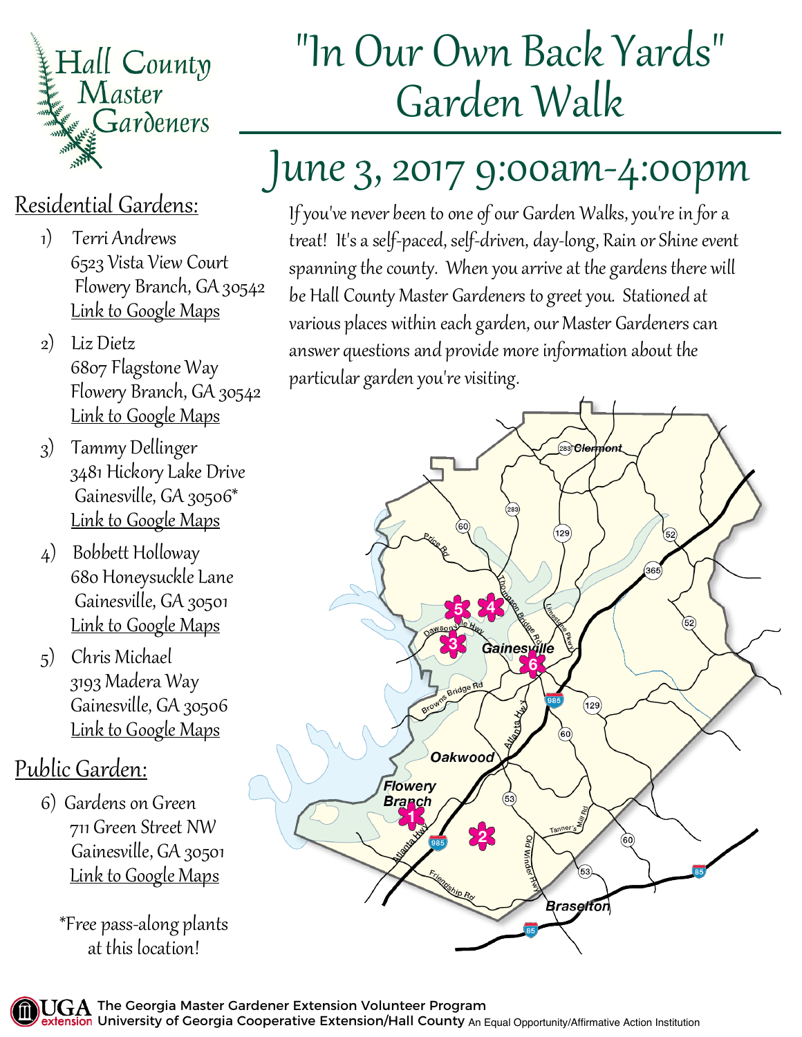Hall County Master Gardeners

# "In Our Own Back Yards" Garden Walk

## June 3, 2017 9:00am-4:00pm

If you've never been to one of our Garden Walks, you're in for a treat! It's a self-paced, self-driven, day-long, Rain or Shine event spanning the county. When you arrive at the gardens there will be Hall County Master Gardeners to greet you. Stationed at various places within each garden, our Master Gardeners can answer questions and provide more information about the particular garden you're visiting.

## Residential Gardens:

1) Terri Andrews
   6523 Vista View Court
   Flowery Branch, GA 30542
   Link to Google Maps

2) Liz Dietz
   6807 Flagstone Way
   Flowery Branch, GA 30542
   Link to Google Maps

3) Tammy Dellinger
   3481 Hickory Lake Drive
   Gainesville, GA 30506*
   Link to Google Maps

4) Bobbett Holloway
   680 Honeysuckle Lane
   Gainesville, GA 30501
   Link to Google Maps

5) Chris Michael
   3193 Madera Way
   Gainesville, GA 30506
   Link to Google Maps

## Public Garden:

6) Gardens on Green
   711 Green Street NW
   Gainesville, GA 30501
   Link to Google Maps

*Free pass-along plants at this location!

Clermont
Gainesville
Oakwood
Flowery Branch
Braselton
Price Rd
Thompson Bridge Rd
Limestone Pkwy
Dawsonville Hwy
Browns Bridge Rd
Atlanta Hwy
Tanner's Mill Rd
Old Winder Hwy
Friendship Rd
283
60
129
52
365
985
53
85

UGA extension The Georgia Master Gardener Extension Volunteer Program
University of Georgia Cooperative Extension/Hall County An Equal Opportunity/Affirmative Action Institution